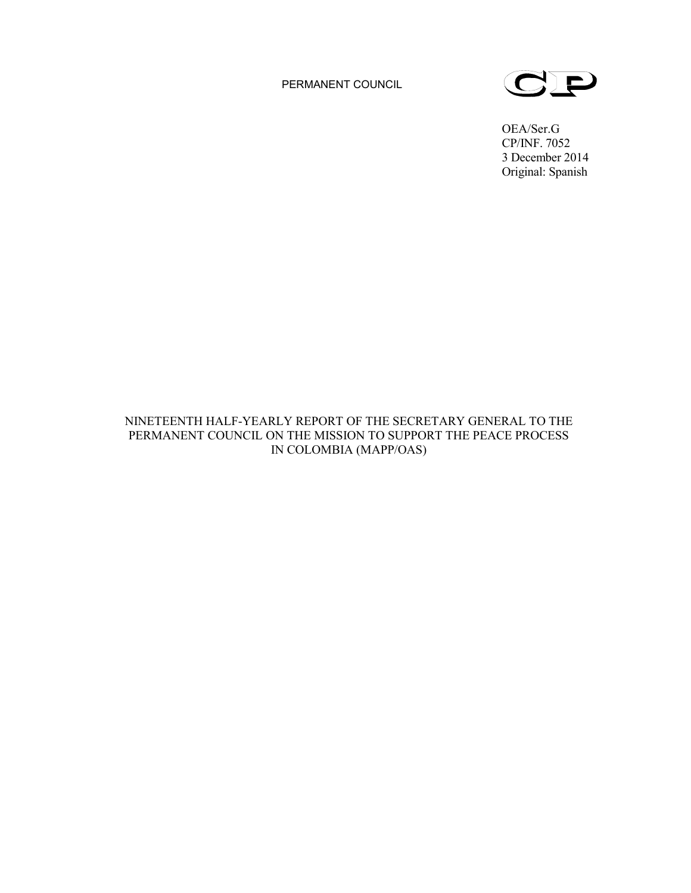PERMANENT COUNCIL

CP

OEA/Ser.G
CP/INF. 7052
3 December 2014
Original: Spanish

# NINETEENTH HALF-YEARLY REPORT OF THE SECRETARY GENERAL TO THE PERMANENT COUNCIL ON THE MISSION TO SUPPORT THE PEACE PROCESS IN COLOMBIA (MAPP/OAS)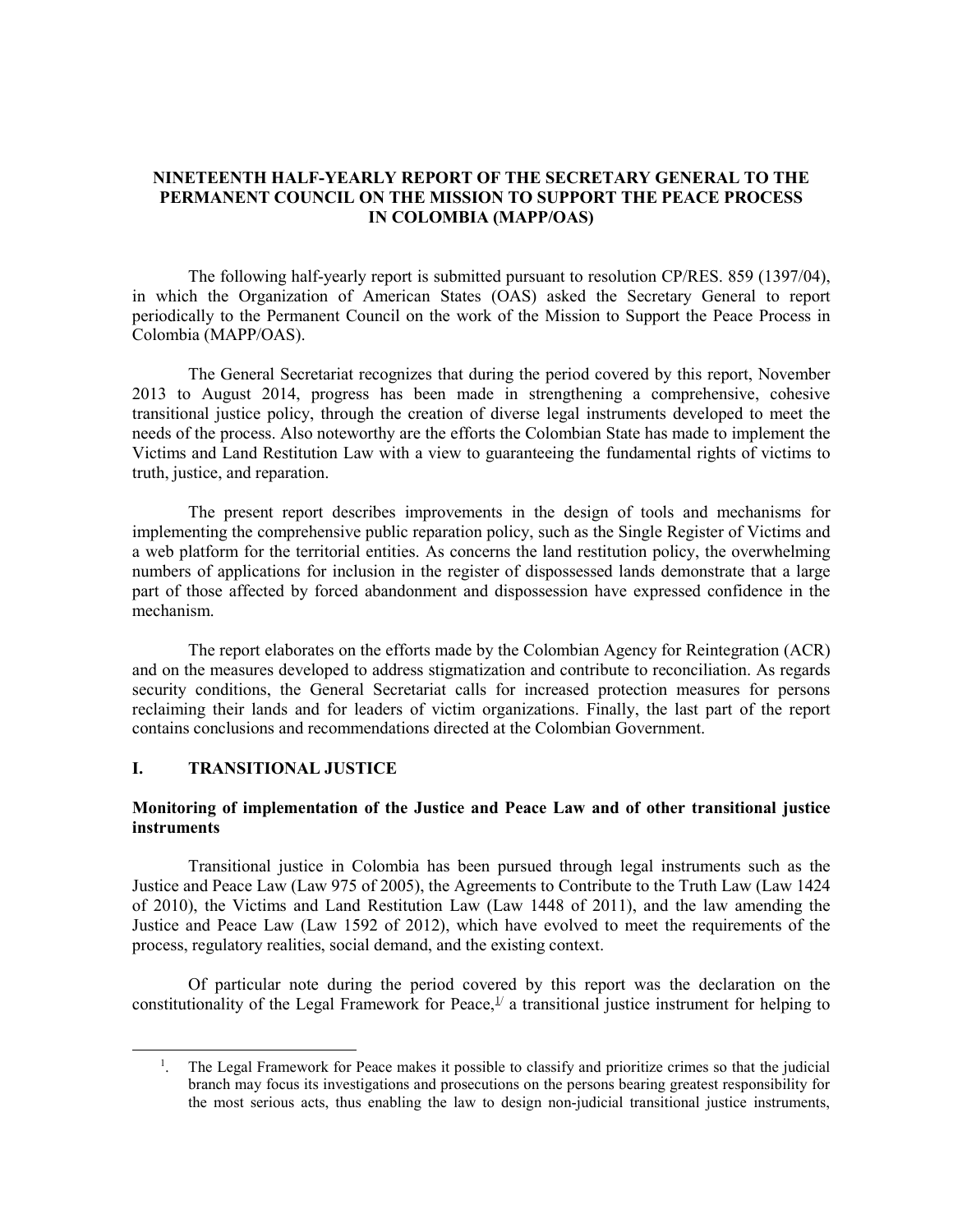**NINETEENTH HALF-YEARLY REPORT OF THE SECRETARY GENERAL TO THE PERMANENT COUNCIL ON THE MISSION TO SUPPORT THE PEACE PROCESS IN COLOMBIA (MAPP/OAS)**

The following half-yearly report is submitted pursuant to resolution CP/RES. 859 (1397/04), in which the Organization of American States (OAS) asked the Secretary General to report periodically to the Permanent Council on the work of the Mission to Support the Peace Process in Colombia (MAPP/OAS).

The General Secretariat recognizes that during the period covered by this report, November 2013 to August 2014, progress has been made in strengthening a comprehensive, cohesive transitional justice policy, through the creation of diverse legal instruments developed to meet the needs of the process. Also noteworthy are the efforts the Colombian State has made to implement the Victims and Land Restitution Law with a view to guaranteeing the fundamental rights of victims to truth, justice, and reparation.

The present report describes improvements in the design of tools and mechanisms for implementing the comprehensive public reparation policy, such as the Single Register of Victims and a web platform for the territorial entities. As concerns the land restitution policy, the overwhelming numbers of applications for inclusion in the register of dispossessed lands demonstrate that a large part of those affected by forced abandonment and dispossession have expressed confidence in the mechanism.

The report elaborates on the efforts made by the Colombian Agency for Reintegration (ACR) and on the measures developed to address stigmatization and contribute to reconciliation. As regards security conditions, the General Secretariat calls for increased protection measures for persons reclaiming their lands and for leaders of victim organizations. Finally, the last part of the report contains conclusions and recommendations directed at the Colombian Government.

## I. TRANSITIONAL JUSTICE

### Monitoring of implementation of the Justice and Peace Law and of other transitional justice instruments

Transitional justice in Colombia has been pursued through legal instruments such as the Justice and Peace Law (Law 975 of 2005), the Agreements to Contribute to the Truth Law (Law 1424 of 2010), the Victims and Land Restitution Law (Law 1448 of 2011), and the law amending the Justice and Peace Law (Law 1592 of 2012), which have evolved to meet the requirements of the process, regulatory realities, social demand, and the existing context.

Of particular note during the period covered by this report was the declaration on the constitutionality of the Legal Framework for Peace,[1] a transitional justice instrument for helping to

---

[1]. The Legal Framework for Peace makes it possible to classify and prioritize crimes so that the judicial branch may focus its investigations and prosecutions on the persons bearing greatest responsibility for the most serious acts, thus enabling the law to design non-judicial transitional justice instruments,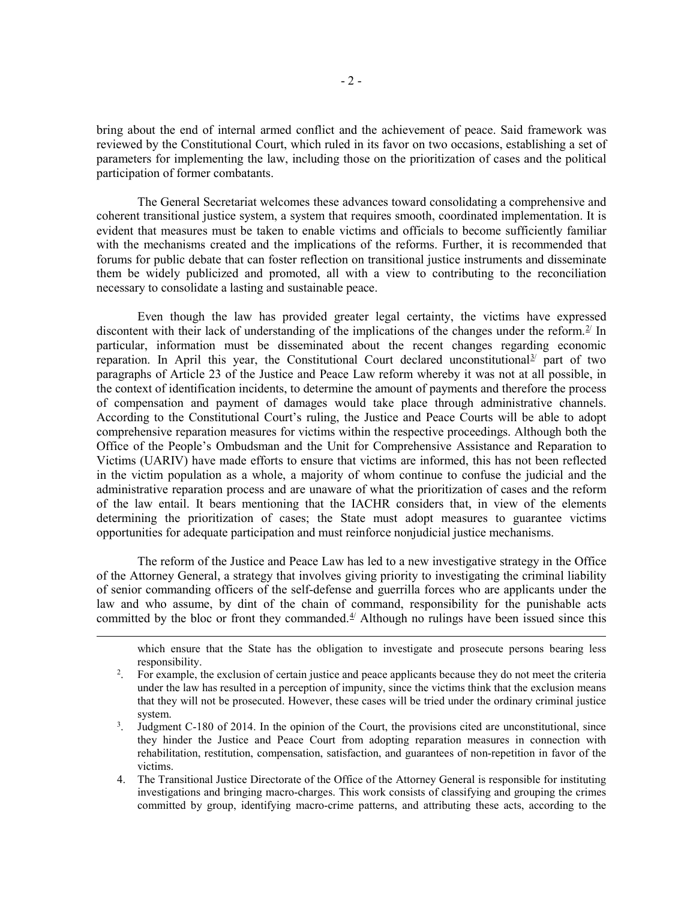bring about the end of internal armed conflict and the achievement of peace. Said framework was reviewed by the Constitutional Court, which ruled in its favor on two occasions, establishing a set of parameters for implementing the law, including those on the prioritization of cases and the political participation of former combatants.

The General Secretariat welcomes these advances toward consolidating a comprehensive and coherent transitional justice system, a system that requires smooth, coordinated implementation. It is evident that measures must be taken to enable victims and officials to become sufficiently familiar with the mechanisms created and the implications of the reforms. Further, it is recommended that forums for public debate that can foster reflection on transitional justice instruments and disseminate them be widely publicized and promoted, all with a view to contributing to the reconciliation necessary to consolidate a lasting and sustainable peace.

Even though the law has provided greater legal certainty, the victims have expressed discontent with their lack of understanding of the implications of the changes under the reform.[2] In particular, information must be disseminated about the recent changes regarding economic reparation. In April this year, the Constitutional Court declared unconstitutional[3] part of two paragraphs of Article 23 of the Justice and Peace Law reform whereby it was not at all possible, in the context of identification incidents, to determine the amount of payments and therefore the process of compensation and payment of damages would take place through administrative channels. According to the Constitutional Court's ruling, the Justice and Peace Courts will be able to adopt comprehensive reparation measures for victims within the respective proceedings. Although both the Office of the People's Ombudsman and the Unit for Comprehensive Assistance and Reparation to Victims (UARIV) have made efforts to ensure that victims are informed, this has not been reflected in the victim population as a whole, a majority of whom continue to confuse the judicial and the administrative reparation process and are unaware of what the prioritization of cases and the reform of the law entail. It bears mentioning that the IACHR considers that, in view of the elements determining the prioritization of cases; the State must adopt measures to guarantee victims opportunities for adequate participation and must reinforce nonjudicial justice mechanisms.

The reform of the Justice and Peace Law has led to a new investigative strategy in the Office of the Attorney General, a strategy that involves giving priority to investigating the criminal liability of senior commanding officers of the self-defense and guerrilla forces who are applicants under the law and who assume, by dint of the chain of command, responsibility for the punishable acts committed by the bloc or front they commanded.[4] Although no rulings have been issued since this

---

which ensure that the State has the obligation to investigate and prosecute persons bearing less responsibility.

2. For example, the exclusion of certain justice and peace applicants because they do not meet the criteria under the law has resulted in a perception of impunity, since the victims think that the exclusion means that they will not be prosecuted. However, these cases will be tried under the ordinary criminal justice system.

3. Judgment C-180 of 2014. In the opinion of the Court, the provisions cited are unconstitutional, since they hinder the Justice and Peace Court from adopting reparation measures in connection with rehabilitation, restitution, compensation, satisfaction, and guarantees of non-repetition in favor of the victims.

4. The Transitional Justice Directorate of the Office of the Attorney General is responsible for instituting investigations and bringing macro-charges. This work consists of classifying and grouping the crimes committed by group, identifying macro-crime patterns, and attributing these acts, according to the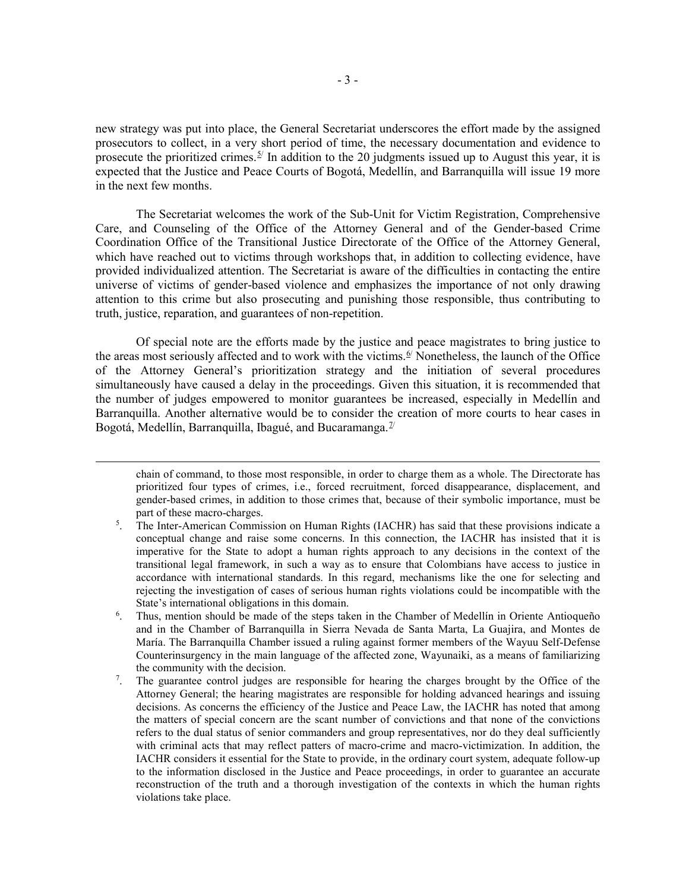new strategy was put into place, the General Secretariat underscores the effort made by the assigned prosecutors to collect, in a very short period of time, the necessary documentation and evidence to prosecute the prioritized crimes.[5] In addition to the 20 judgments issued up to August this year, it is expected that the Justice and Peace Courts of Bogotá, Medellín, and Barranquilla will issue 19 more in the next few months.

The Secretariat welcomes the work of the Sub-Unit for Victim Registration, Comprehensive Care, and Counseling of the Office of the Attorney General and of the Gender-based Crime Coordination Office of the Transitional Justice Directorate of the Office of the Attorney General, which have reached out to victims through workshops that, in addition to collecting evidence, have provided individualized attention. The Secretariat is aware of the difficulties in contacting the entire universe of victims of gender-based violence and emphasizes the importance of not only drawing attention to this crime but also prosecuting and punishing those responsible, thus contributing to truth, justice, reparation, and guarantees of non-repetition.

Of special note are the efforts made by the justice and peace magistrates to bring justice to the areas most seriously affected and to work with the victims.[6] Nonetheless, the launch of the Office of the Attorney General's prioritization strategy and the initiation of several procedures simultaneously have caused a delay in the proceedings. Given this situation, it is recommended that the number of judges empowered to monitor guarantees be increased, especially in Medellín and Barranquilla. Another alternative would be to consider the creation of more courts to hear cases in Bogotá, Medellín, Barranquilla, Ibagué, and Bucaramanga.[7]

---

chain of command, to those most responsible, in order to charge them as a whole. The Directorate has prioritized four types of crimes, i.e., forced recruitment, forced disappearance, displacement, and gender-based crimes, in addition to those crimes that, because of their symbolic importance, must be part of these macro-charges.

5. The Inter-American Commission on Human Rights (IACHR) has said that these provisions indicate a conceptual change and raise some concerns. In this connection, the IACHR has insisted that it is imperative for the State to adopt a human rights approach to any decisions in the context of the transitional legal framework, in such a way as to ensure that Colombians have access to justice in accordance with international standards. In this regard, mechanisms like the one for selecting and rejecting the investigation of cases of serious human rights violations could be incompatible with the State's international obligations in this domain.

6. Thus, mention should be made of the steps taken in the Chamber of Medellín in Oriente Antioqueño and in the Chamber of Barranquilla in Sierra Nevada de Santa Marta, La Guajira, and Montes de María. The Barranquilla Chamber issued a ruling against former members of the Wayuu Self-Defense Counterinsurgency in the main language of the affected zone, Wayunaiki, as a means of familiarizing the community with the decision.

7. The guarantee control judges are responsible for hearing the charges brought by the Office of the Attorney General; the hearing magistrates are responsible for holding advanced hearings and issuing decisions. As concerns the efficiency of the Justice and Peace Law, the IACHR has noted that among the matters of special concern are the scant number of convictions and that none of the convictions refers to the dual status of senior commanders and group representatives, nor do they deal sufficiently with criminal acts that may reflect patters of macro-crime and macro-victimization. In addition, the IACHR considers it essential for the State to provide, in the ordinary court system, adequate follow-up to the information disclosed in the Justice and Peace proceedings, in order to guarantee an accurate reconstruction of the truth and a thorough investigation of the contexts in which the human rights violations take place.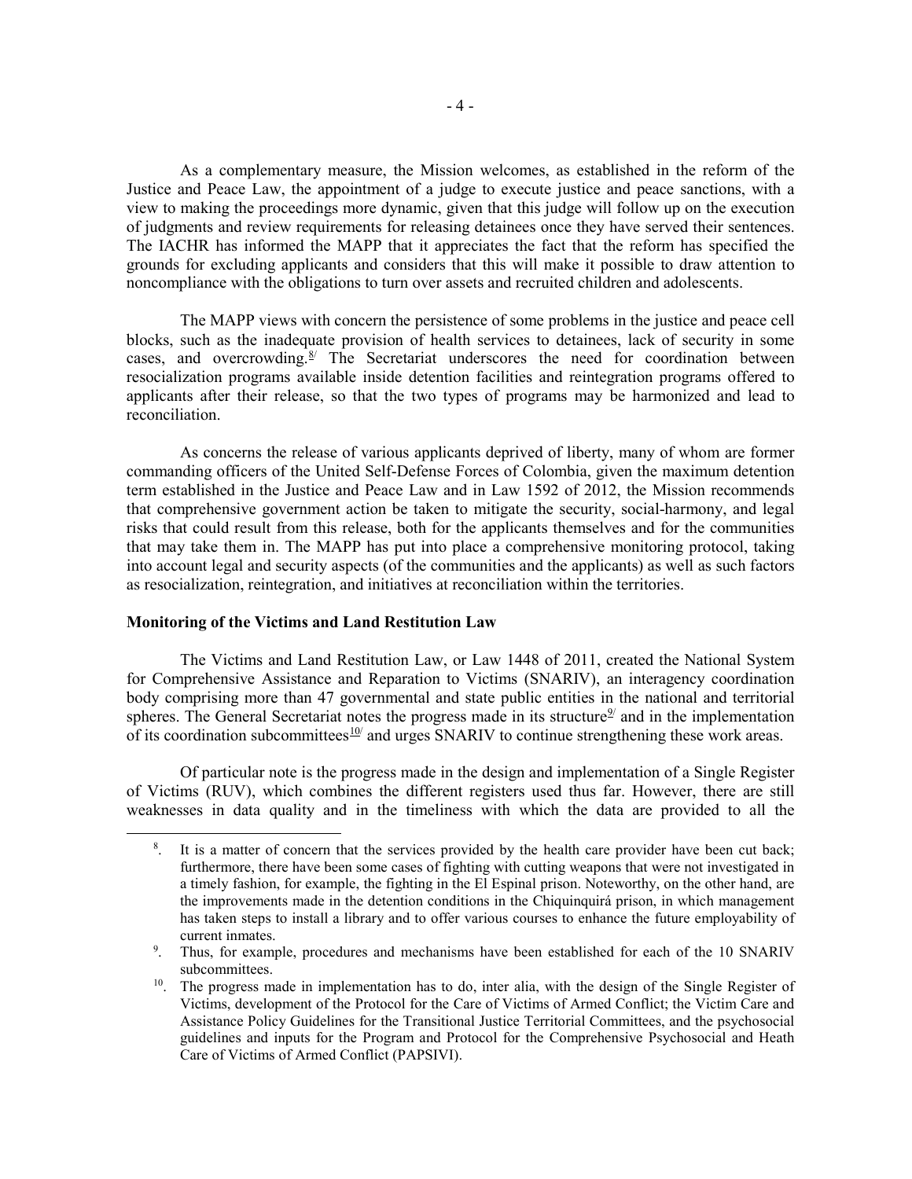As a complementary measure, the Mission welcomes, as established in the reform of the Justice and Peace Law, the appointment of a judge to execute justice and peace sanctions, with a view to making the proceedings more dynamic, given that this judge will follow up on the execution of judgments and review requirements for releasing detainees once they have served their sentences. The IACHR has informed the MAPP that it appreciates the fact that the reform has specified the grounds for excluding applicants and considers that this will make it possible to draw attention to noncompliance with the obligations to turn over assets and recruited children and adolescents.

The MAPP views with concern the persistence of some problems in the justice and peace cell blocks, such as the inadequate provision of health services to detainees, lack of security in some cases, and overcrowding.[8] The Secretariat underscores the need for coordination between resocialization programs available inside detention facilities and reintegration programs offered to applicants after their release, so that the two types of programs may be harmonized and lead to reconciliation.

As concerns the release of various applicants deprived of liberty, many of whom are former commanding officers of the United Self-Defense Forces of Colombia, given the maximum detention term established in the Justice and Peace Law and in Law 1592 of 2012, the Mission recommends that comprehensive government action be taken to mitigate the security, social-harmony, and legal risks that could result from this release, both for the applicants themselves and for the communities that may take them in. The MAPP has put into place a comprehensive monitoring protocol, taking into account legal and security aspects (of the communities and the applicants) as well as such factors as resocialization, reintegration, and initiatives at reconciliation within the territories.

**Monitoring of the Victims and Land Restitution Law**

The Victims and Land Restitution Law, or Law 1448 of 2011, created the National System for Comprehensive Assistance and Reparation to Victims (SNARIV), an interagency coordination body comprising more than 47 governmental and state public entities in the national and territorial spheres. The General Secretariat notes the progress made in its structure[9] and in the implementation of its coordination subcommittees[10] and urges SNARIV to continue strengthening these work areas.

Of particular note is the progress made in the design and implementation of a Single Register of Victims (RUV), which combines the different registers used thus far. However, there are still weaknesses in data quality and in the timeliness with which the data are provided to all the

---

8. It is a matter of concern that the services provided by the health care provider have been cut back; furthermore, there have been some cases of fighting with cutting weapons that were not investigated in a timely fashion, for example, the fighting in the El Espinal prison. Noteworthy, on the other hand, are the improvements made in the detention conditions in the Chiquinquirá prison, in which management has taken steps to install a library and to offer various courses to enhance the future employability of current inmates.

9. Thus, for example, procedures and mechanisms have been established for each of the 10 SNARIV subcommittees.

10. The progress made in implementation has to do, inter alia, with the design of the Single Register of Victims, development of the Protocol for the Care of Victims of Armed Conflict; the Victim Care and Assistance Policy Guidelines for the Transitional Justice Territorial Committees, and the psychosocial guidelines and inputs for the Program and Protocol for the Comprehensive Psychosocial and Heath Care of Victims of Armed Conflict (PAPSIVI).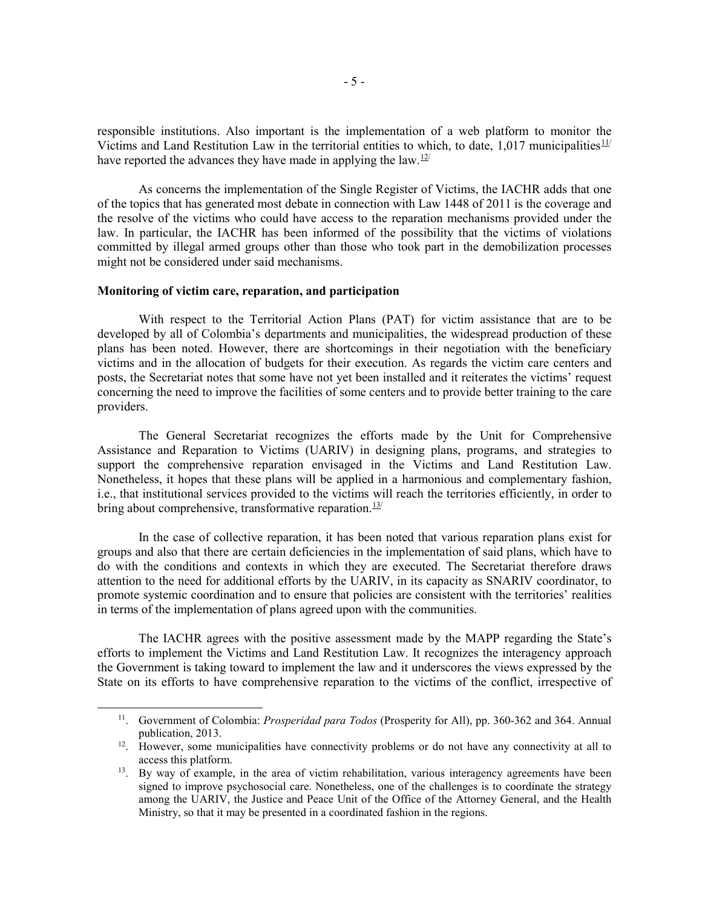responsible institutions. Also important is the implementation of a web platform to monitor the Victims and Land Restitution Law in the territorial entities to which, to date, 1,017 municipalities[11] have reported the advances they have made in applying the law.[12]

As concerns the implementation of the Single Register of Victims, the IACHR adds that one of the topics that has generated most debate in connection with Law 1448 of 2011 is the coverage and the resolve of the victims who could have access to the reparation mechanisms provided under the law. In particular, the IACHR has been informed of the possibility that the victims of violations committed by illegal armed groups other than those who took part in the demobilization processes might not be considered under said mechanisms.

**Monitoring of victim care, reparation, and participation**

With respect to the Territorial Action Plans (PAT) for victim assistance that are to be developed by all of Colombia's departments and municipalities, the widespread production of these plans has been noted. However, there are shortcomings in their negotiation with the beneficiary victims and in the allocation of budgets for their execution. As regards the victim care centers and posts, the Secretariat notes that some have not yet been installed and it reiterates the victims' request concerning the need to improve the facilities of some centers and to provide better training to the care providers.

The General Secretariat recognizes the efforts made by the Unit for Comprehensive Assistance and Reparation to Victims (UARIV) in designing plans, programs, and strategies to support the comprehensive reparation envisaged in the Victims and Land Restitution Law. Nonetheless, it hopes that these plans will be applied in a harmonious and complementary fashion, i.e., that institutional services provided to the victims will reach the territories efficiently, in order to bring about comprehensive, transformative reparation.[13]

In the case of collective reparation, it has been noted that various reparation plans exist for groups and also that there are certain deficiencies in the implementation of said plans, which have to do with the conditions and contexts in which they are executed. The Secretariat therefore draws attention to the need for additional efforts by the UARIV, in its capacity as SNARIV coordinator, to promote systemic coordination and to ensure that policies are consistent with the territories' realities in terms of the implementation of plans agreed upon with the communities.

The IACHR agrees with the positive assessment made by the MAPP regarding the State's efforts to implement the Victims and Land Restitution Law. It recognizes the interagency approach the Government is taking toward to implement the law and it underscores the views expressed by the State on its efforts to have comprehensive reparation to the victims of the conflict, irrespective of

---

11. Government of Colombia: *Prosperidad para Todos* (Prosperity for All), pp. 360-362 and 364. Annual publication, 2013.

12. However, some municipalities have connectivity problems or do not have any connectivity at all to access this platform.

13. By way of example, in the area of victim rehabilitation, various interagency agreements have been signed to improve psychosocial care. Nonetheless, one of the challenges is to coordinate the strategy among the UARIV, the Justice and Peace Unit of the Office of the Attorney General, and the Health Ministry, so that it may be presented in a coordinated fashion in the regions.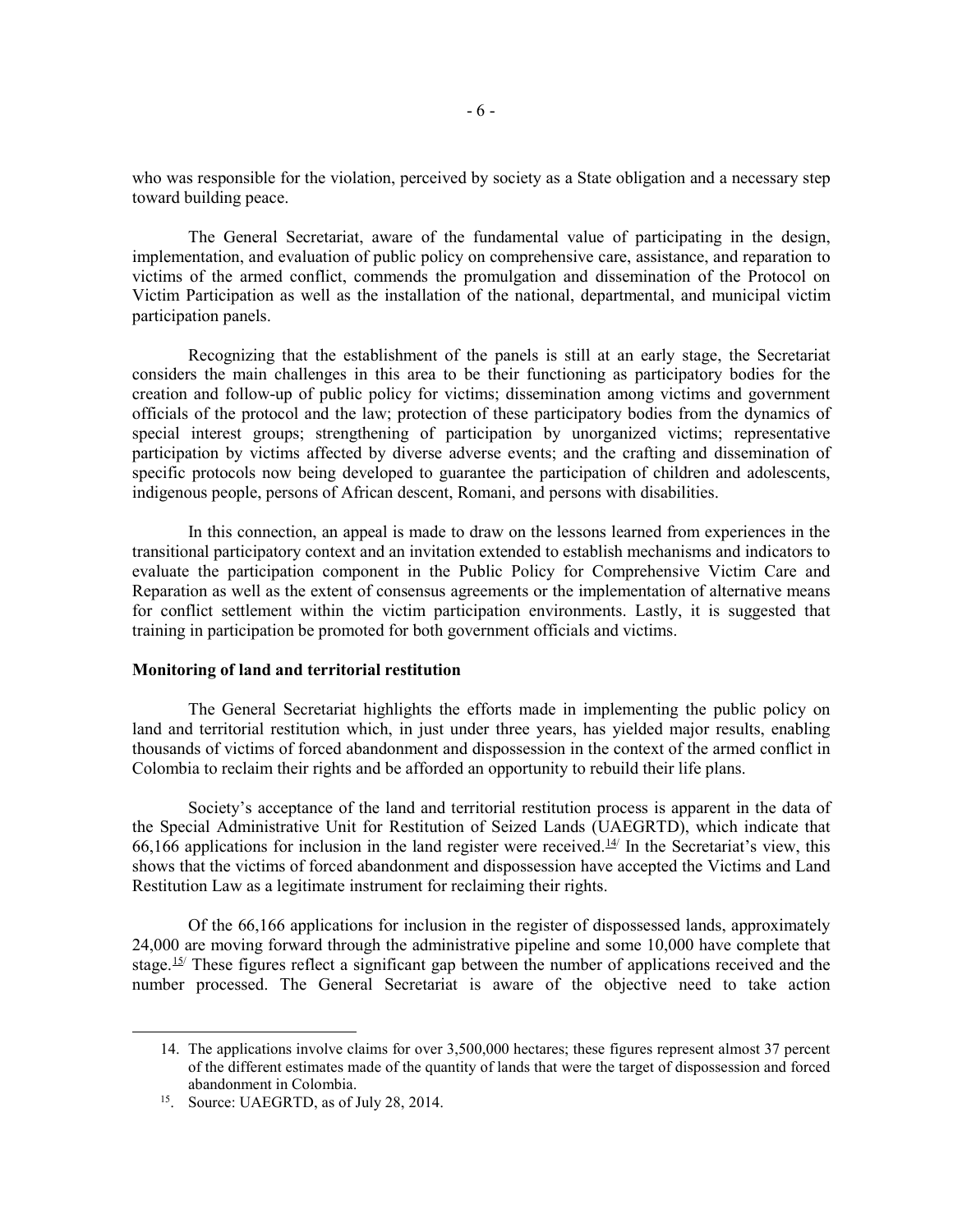who was responsible for the violation, perceived by society as a State obligation and a necessary step toward building peace.

The General Secretariat, aware of the fundamental value of participating in the design, implementation, and evaluation of public policy on comprehensive care, assistance, and reparation to victims of the armed conflict, commends the promulgation and dissemination of the Protocol on Victim Participation as well as the installation of the national, departmental, and municipal victim participation panels.

Recognizing that the establishment of the panels is still at an early stage, the Secretariat considers the main challenges in this area to be their functioning as participatory bodies for the creation and follow-up of public policy for victims; dissemination among victims and government officials of the protocol and the law; protection of these participatory bodies from the dynamics of special interest groups; strengthening of participation by unorganized victims; representative participation by victims affected by diverse adverse events; and the crafting and dissemination of specific protocols now being developed to guarantee the participation of children and adolescents, indigenous people, persons of African descent, Romani, and persons with disabilities.

In this connection, an appeal is made to draw on the lessons learned from experiences in the transitional participatory context and an invitation extended to establish mechanisms and indicators to evaluate the participation component in the Public Policy for Comprehensive Victim Care and Reparation as well as the extent of consensus agreements or the implementation of alternative means for conflict settlement within the victim participation environments. Lastly, it is suggested that training in participation be promoted for both government officials and victims.

**Monitoring of land and territorial restitution**

The General Secretariat highlights the efforts made in implementing the public policy on land and territorial restitution which, in just under three years, has yielded major results, enabling thousands of victims of forced abandonment and dispossession in the context of the armed conflict in Colombia to reclaim their rights and be afforded an opportunity to rebuild their life plans.

Society's acceptance of the land and territorial restitution process is apparent in the data of the Special Administrative Unit for Restitution of Seized Lands (UAEGRTD), which indicate that 66,166 applications for inclusion in the land register were received.[14] In the Secretariat's view, this shows that the victims of forced abandonment and dispossession have accepted the Victims and Land Restitution Law as a legitimate instrument for reclaiming their rights.

Of the 66,166 applications for inclusion in the register of dispossessed lands, approximately 24,000 are moving forward through the administrative pipeline and some 10,000 have complete that stage.[15] These figures reflect a significant gap between the number of applications received and the number processed. The General Secretariat is aware of the objective need to take action

14. The applications involve claims for over 3,500,000 hectares; these figures represent almost 37 percent of the different estimates made of the quantity of lands that were the target of dispossession and forced abandonment in Colombia.

15. Source: UAEGRTD, as of July 28, 2014.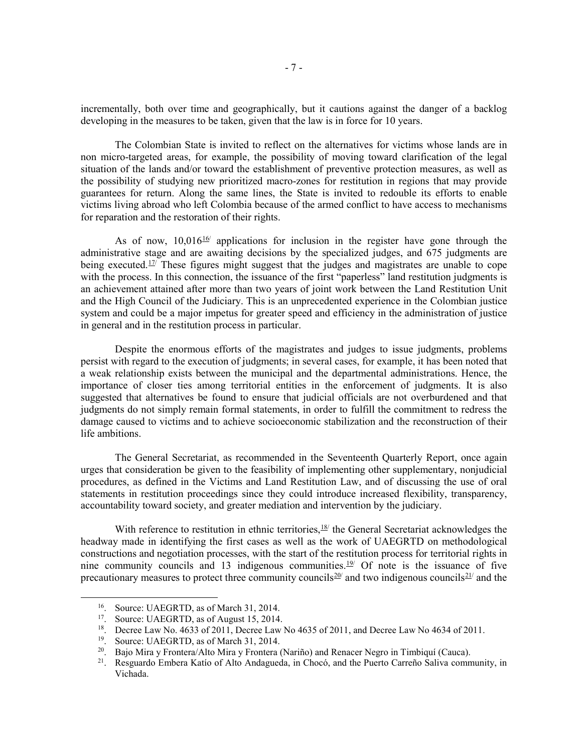incrementally, both over time and geographically, but it cautions against the danger of a backlog developing in the measures to be taken, given that the law is in force for 10 years.

The Colombian State is invited to reflect on the alternatives for victims whose lands are in non micro-targeted areas, for example, the possibility of moving toward clarification of the legal situation of the lands and/or toward the establishment of preventive protection measures, as well as the possibility of studying new prioritized macro-zones for restitution in regions that may provide guarantees for return. Along the same lines, the State is invited to redouble its efforts to enable victims living abroad who left Colombia because of the armed conflict to have access to mechanisms for reparation and the restoration of their rights.

As of now, 10,016[16] applications for inclusion in the register have gone through the administrative stage and are awaiting decisions by the specialized judges, and 675 judgments are being executed.[17] These figures might suggest that the judges and magistrates are unable to cope with the process. In this connection, the issuance of the first "paperless" land restitution judgments is an achievement attained after more than two years of joint work between the Land Restitution Unit and the High Council of the Judiciary. This is an unprecedented experience in the Colombian justice system and could be a major impetus for greater speed and efficiency in the administration of justice in general and in the restitution process in particular.

Despite the enormous efforts of the magistrates and judges to issue judgments, problems persist with regard to the execution of judgments; in several cases, for example, it has been noted that a weak relationship exists between the municipal and the departmental administrations. Hence, the importance of closer ties among territorial entities in the enforcement of judgments. It is also suggested that alternatives be found to ensure that judicial officials are not overburdened and that judgments do not simply remain formal statements, in order to fulfill the commitment to redress the damage caused to victims and to achieve socioeconomic stabilization and the reconstruction of their life ambitions.

The General Secretariat, as recommended in the Seventeenth Quarterly Report, once again urges that consideration be given to the feasibility of implementing other supplementary, nonjudicial procedures, as defined in the Victims and Land Restitution Law, and of discussing the use of oral statements in restitution proceedings since they could introduce increased flexibility, transparency, accountability toward society, and greater mediation and intervention by the judiciary.

With reference to restitution in ethnic territories,[18] the General Secretariat acknowledges the headway made in identifying the first cases as well as the work of UAEGRTD on methodological constructions and negotiation processes, with the start of the restitution process for territorial rights in nine community councils and 13 indigenous communities.[19] Of note is the issuance of five precautionary measures to protect three community councils[20] and two indigenous councils[21] and the

---

16. Source: UAEGRTD, as of March 31, 2014.
17. Source: UAEGRTD, as of August 15, 2014.
18. Decree Law No. 4633 of 2011, Decree Law No 4635 of 2011, and Decree Law No 4634 of 2011.
19. Source: UAEGRTD, as of March 31, 2014.
20. Bajo Mira y Frontera/Alto Mira y Frontera (Nariño) and Renacer Negro in Timbiquí (Cauca).
21. Resguardo Embera Katío of Alto Andagueda, in Chocó, and the Puerto Carreño Saliva community, in Vichada.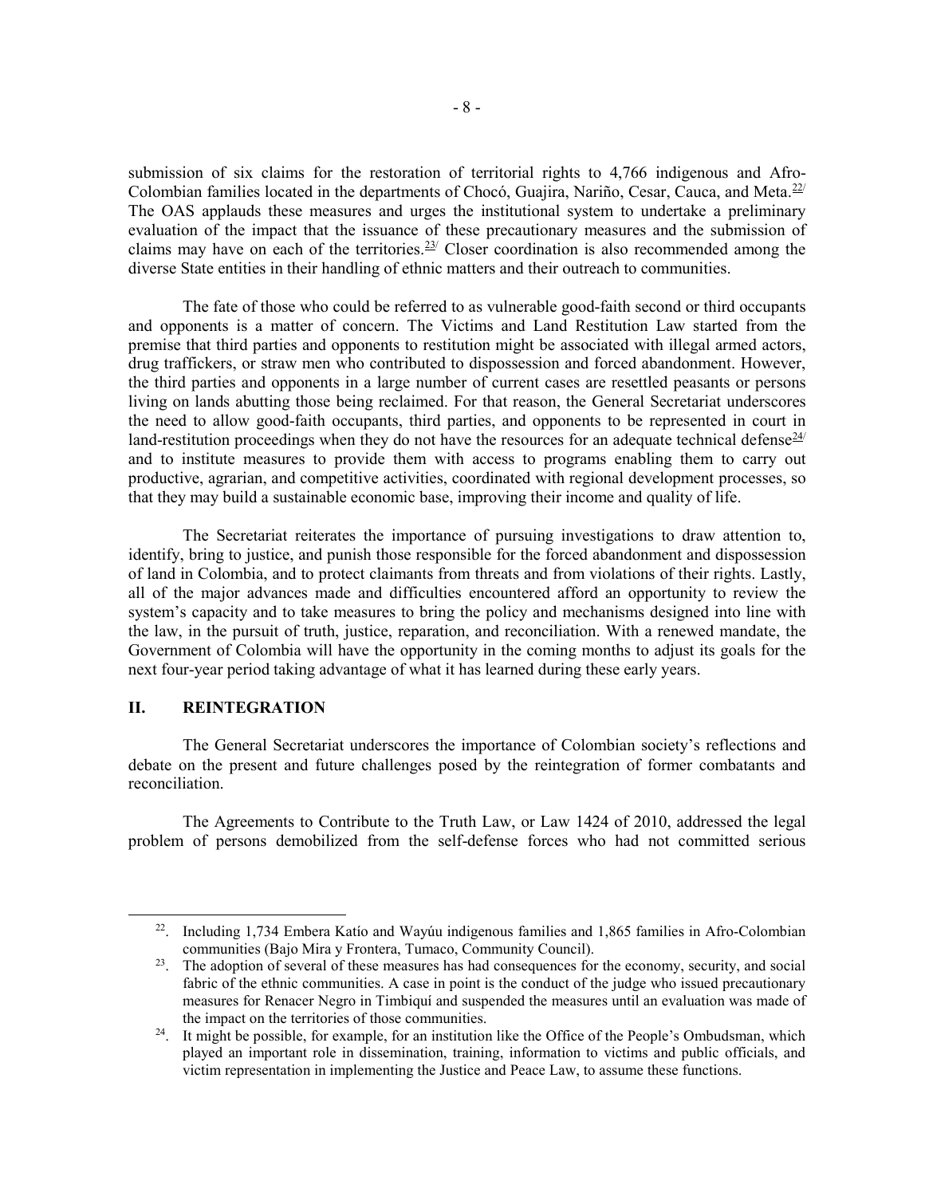submission of six claims for the restoration of territorial rights to 4,766 indigenous and Afro-Colombian families located in the departments of Chocó, Guajira, Nariño, Cesar, Cauca, and Meta.[22] The OAS applauds these measures and urges the institutional system to undertake a preliminary evaluation of the impact that the issuance of these precautionary measures and the submission of claims may have on each of the territories.[23] Closer coordination is also recommended among the diverse State entities in their handling of ethnic matters and their outreach to communities.

The fate of those who could be referred to as vulnerable good-faith second or third occupants and opponents is a matter of concern. The Victims and Land Restitution Law started from the premise that third parties and opponents to restitution might be associated with illegal armed actors, drug traffickers, or straw men who contributed to dispossession and forced abandonment. However, the third parties and opponents in a large number of current cases are resettled peasants or persons living on lands abutting those being reclaimed. For that reason, the General Secretariat underscores the need to allow good-faith occupants, third parties, and opponents to be represented in court in land-restitution proceedings when they do not have the resources for an adequate technical defense[24] and to institute measures to provide them with access to programs enabling them to carry out productive, agrarian, and competitive activities, coordinated with regional development processes, so that they may build a sustainable economic base, improving their income and quality of life.

The Secretariat reiterates the importance of pursuing investigations to draw attention to, identify, bring to justice, and punish those responsible for the forced abandonment and dispossession of land in Colombia, and to protect claimants from threats and from violations of their rights. Lastly, all of the major advances made and difficulties encountered afford an opportunity to review the system's capacity and to take measures to bring the policy and mechanisms designed into line with the law, in the pursuit of truth, justice, reparation, and reconciliation. With a renewed mandate, the Government of Colombia will have the opportunity in the coming months to adjust its goals for the next four-year period taking advantage of what it has learned during these early years.

## II. REINTEGRATION

The General Secretariat underscores the importance of Colombian society's reflections and debate on the present and future challenges posed by the reintegration of former combatants and reconciliation.

The Agreements to Contribute to the Truth Law, or Law 1424 of 2010, addressed the legal problem of persons demobilized from the self-defense forces who had not committed serious

---

[22]. Including 1,734 Embera Katío and Wayúu indigenous families and 1,865 families in Afro-Colombian communities (Bajo Mira y Frontera, Tumaco, Community Council).

[23]. The adoption of several of these measures has had consequences for the economy, security, and social fabric of the ethnic communities. A case in point is the conduct of the judge who issued precautionary measures for Renacer Negro in Timbiquí and suspended the measures until an evaluation was made of the impact on the territories of those communities.

[24]. It might be possible, for example, for an institution like the Office of the People's Ombudsman, which played an important role in dissemination, training, information to victims and public officials, and victim representation in implementing the Justice and Peace Law, to assume these functions.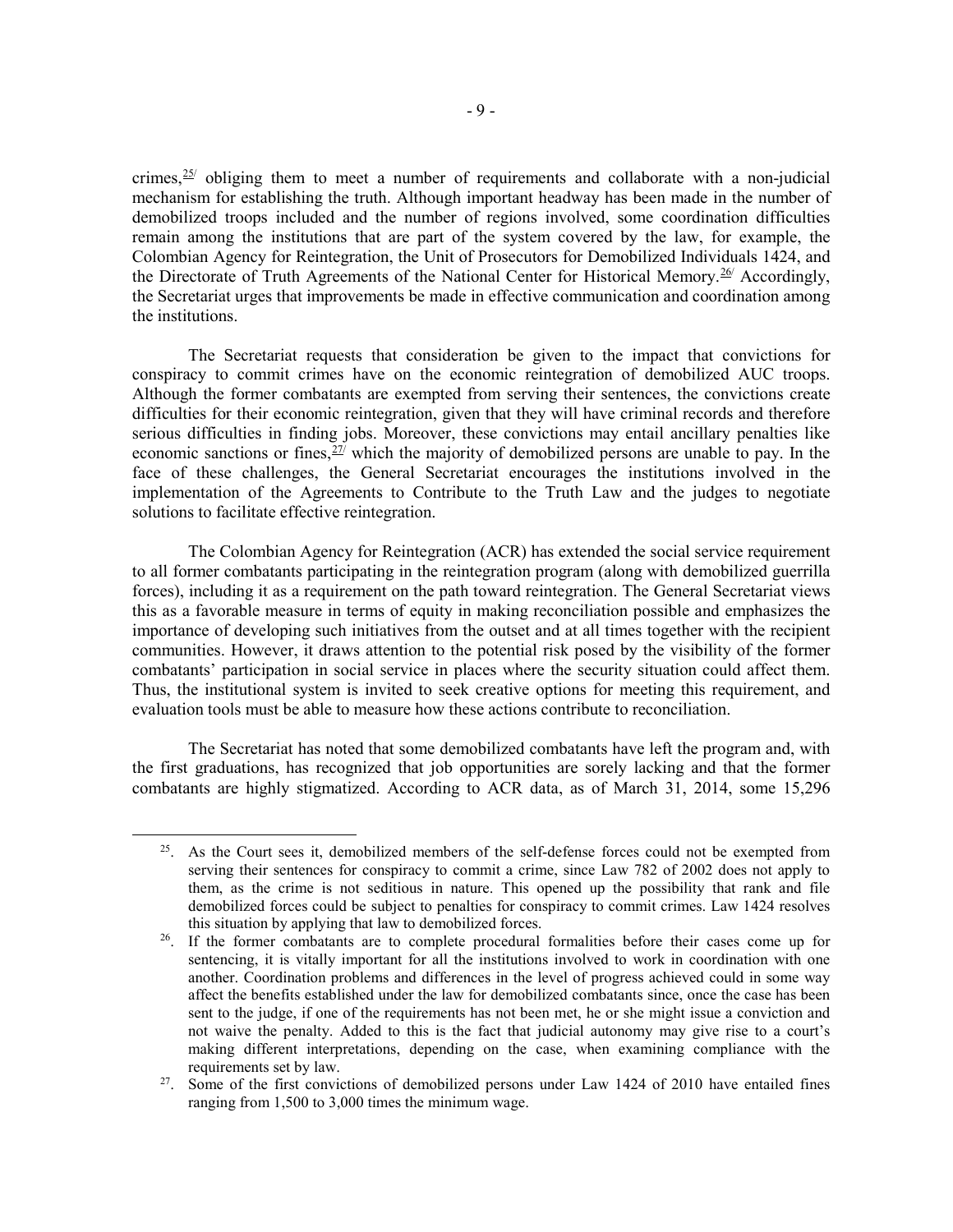crimes,[25] obliging them to meet a number of requirements and collaborate with a non-judicial mechanism for establishing the truth. Although important headway has been made in the number of demobilized troops included and the number of regions involved, some coordination difficulties remain among the institutions that are part of the system covered by the law, for example, the Colombian Agency for Reintegration, the Unit of Prosecutors for Demobilized Individuals 1424, and the Directorate of Truth Agreements of the National Center for Historical Memory.[26] Accordingly, the Secretariat urges that improvements be made in effective communication and coordination among the institutions.

The Secretariat requests that consideration be given to the impact that convictions for conspiracy to commit crimes have on the economic reintegration of demobilized AUC troops. Although the former combatants are exempted from serving their sentences, the convictions create difficulties for their economic reintegration, given that they will have criminal records and therefore serious difficulties in finding jobs. Moreover, these convictions may entail ancillary penalties like economic sanctions or fines,[27] which the majority of demobilized persons are unable to pay. In the face of these challenges, the General Secretariat encourages the institutions involved in the implementation of the Agreements to Contribute to the Truth Law and the judges to negotiate solutions to facilitate effective reintegration.

The Colombian Agency for Reintegration (ACR) has extended the social service requirement to all former combatants participating in the reintegration program (along with demobilized guerrilla forces), including it as a requirement on the path toward reintegration. The General Secretariat views this as a favorable measure in terms of equity in making reconciliation possible and emphasizes the importance of developing such initiatives from the outset and at all times together with the recipient communities. However, it draws attention to the potential risk posed by the visibility of the former combatants' participation in social service in places where the security situation could affect them. Thus, the institutional system is invited to seek creative options for meeting this requirement, and evaluation tools must be able to measure how these actions contribute to reconciliation.

The Secretariat has noted that some demobilized combatants have left the program and, with the first graduations, has recognized that job opportunities are sorely lacking and that the former combatants are highly stigmatized. According to ACR data, as of March 31, 2014, some 15,296

---

25. As the Court sees it, demobilized members of the self-defense forces could not be exempted from serving their sentences for conspiracy to commit a crime, since Law 782 of 2002 does not apply to them, as the crime is not seditious in nature. This opened up the possibility that rank and file demobilized forces could be subject to penalties for conspiracy to commit crimes. Law 1424 resolves this situation by applying that law to demobilized forces.

26. If the former combatants are to complete procedural formalities before their cases come up for sentencing, it is vitally important for all the institutions involved to work in coordination with one another. Coordination problems and differences in the level of progress achieved could in some way affect the benefits established under the law for demobilized combatants since, once the case has been sent to the judge, if one of the requirements has not been met, he or she might issue a conviction and not waive the penalty. Added to this is the fact that judicial autonomy may give rise to a court's making different interpretations, depending on the case, when examining compliance with the requirements set by law.

27. Some of the first convictions of demobilized persons under Law 1424 of 2010 have entailed fines ranging from 1,500 to 3,000 times the minimum wage.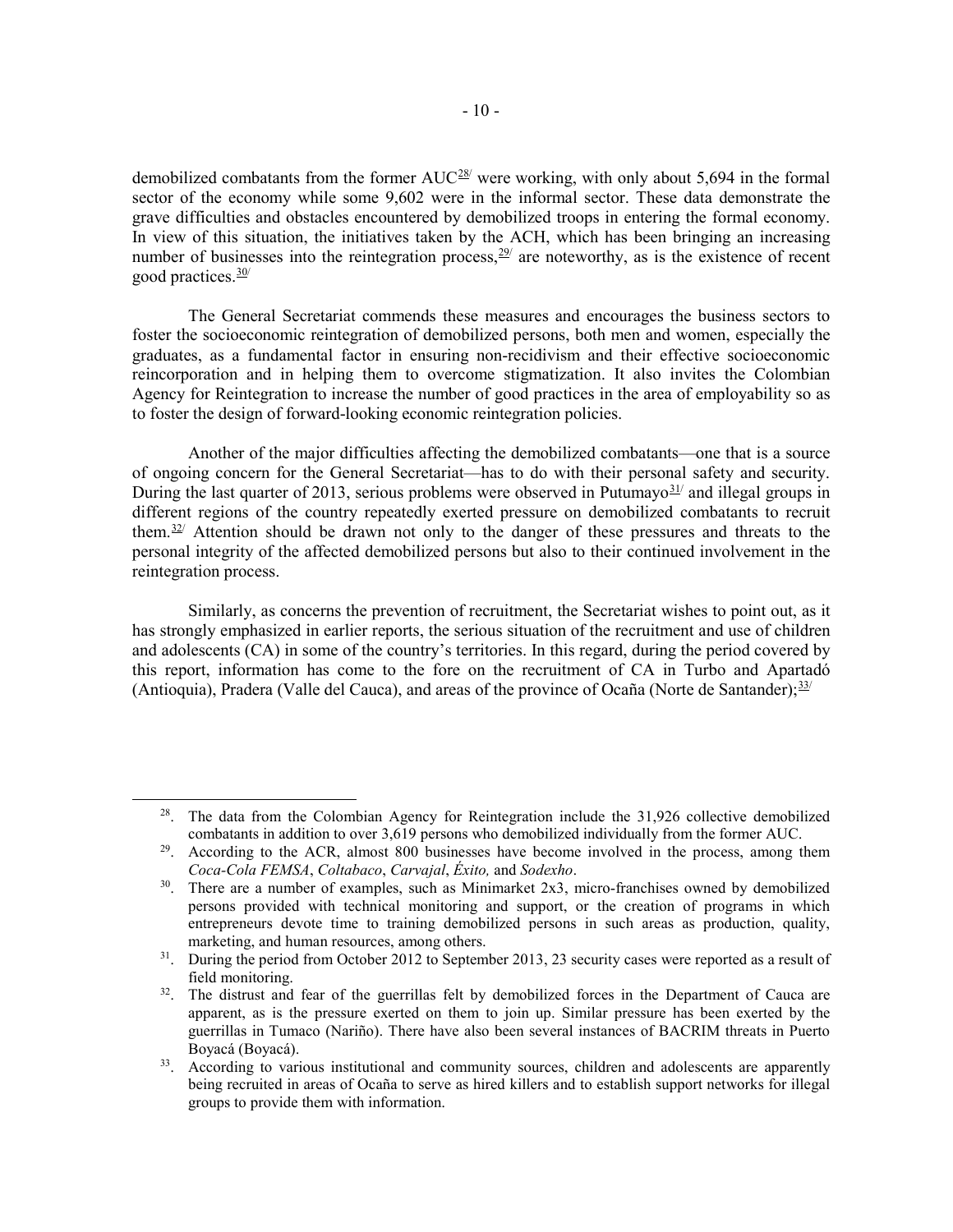demobilized combatants from the former AUC[28] were working, with only about 5,694 in the formal sector of the economy while some 9,602 were in the informal sector. These data demonstrate the grave difficulties and obstacles encountered by demobilized troops in entering the formal economy. In view of this situation, the initiatives taken by the ACH, which has been bringing an increasing number of businesses into the reintegration process,[29] are noteworthy, as is the existence of recent good practices.[30]

The General Secretariat commends these measures and encourages the business sectors to foster the socioeconomic reintegration of demobilized persons, both men and women, especially the graduates, as a fundamental factor in ensuring non-recidivism and their effective socioeconomic reincorporation and in helping them to overcome stigmatization. It also invites the Colombian Agency for Reintegration to increase the number of good practices in the area of employability so as to foster the design of forward-looking economic reintegration policies.

Another of the major difficulties affecting the demobilized combatants—one that is a source of ongoing concern for the General Secretariat—has to do with their personal safety and security. During the last quarter of 2013, serious problems were observed in Putumayo[31] and illegal groups in different regions of the country repeatedly exerted pressure on demobilized combatants to recruit them.[32] Attention should be drawn not only to the danger of these pressures and threats to the personal integrity of the affected demobilized persons but also to their continued involvement in the reintegration process.

Similarly, as concerns the prevention of recruitment, the Secretariat wishes to point out, as it has strongly emphasized in earlier reports, the serious situation of the recruitment and use of children and adolescents (CA) in some of the country's territories. In this regard, during the period covered by this report, information has come to the fore on the recruitment of CA in Turbo and Apartadó (Antioquia), Pradera (Valle del Cauca), and areas of the province of Ocaña (Norte de Santander);[33]

---

28. The data from the Colombian Agency for Reintegration include the 31,926 collective demobilized combatants in addition to over 3,619 persons who demobilized individually from the former AUC.

29. According to the ACR, almost 800 businesses have become involved in the process, among them *Coca-Cola FEMSA*, *Coltabaco*, *Carvajal*, *Éxito,* and *Sodexho*.

30. There are a number of examples, such as Minimarket 2x3, micro-franchises owned by demobilized persons provided with technical monitoring and support, or the creation of programs in which entrepreneurs devote time to training demobilized persons in such areas as production, quality, marketing, and human resources, among others.

31. During the period from October 2012 to September 2013, 23 security cases were reported as a result of field monitoring.

32. The distrust and fear of the guerrillas felt by demobilized forces in the Department of Cauca are apparent, as is the pressure exerted on them to join up. Similar pressure has been exerted by the guerrillas in Tumaco (Nariño). There have also been several instances of BACRIM threats in Puerto Boyacá (Boyacá).

33. According to various institutional and community sources, children and adolescents are apparently being recruited in areas of Ocaña to serve as hired killers and to establish support networks for illegal groups to provide them with information.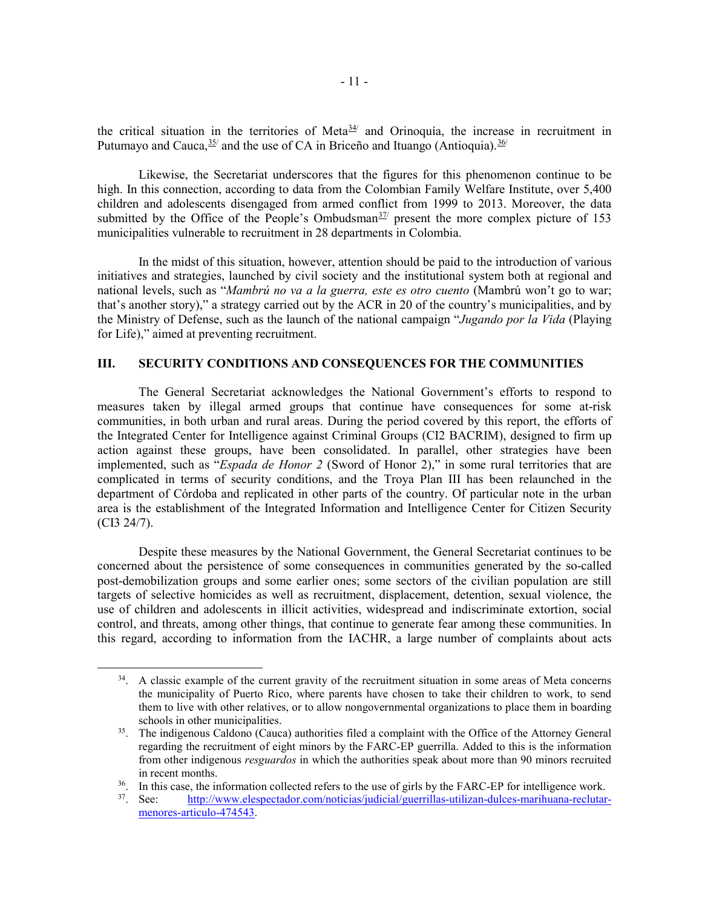the critical situation in the territories of Meta[34] and Orinoquía, the increase in recruitment in Putumayo and Cauca,[35] and the use of CA in Briceño and Ituango (Antioquia).[36]

Likewise, the Secretariat underscores that the figures for this phenomenon continue to be high. In this connection, according to data from the Colombian Family Welfare Institute, over 5,400 children and adolescents disengaged from armed conflict from 1999 to 2013. Moreover, the data submitted by the Office of the People's Ombudsman[37] present the more complex picture of 153 municipalities vulnerable to recruitment in 28 departments in Colombia.

In the midst of this situation, however, attention should be paid to the introduction of various initiatives and strategies, launched by civil society and the institutional system both at regional and national levels, such as "*Mambrú no va a la guerra, este es otro cuento* (Mambrú won't go to war; that's another story)," a strategy carried out by the ACR in 20 of the country's municipalities, and by the Ministry of Defense, such as the launch of the national campaign "*Jugando por la Vida* (Playing for Life)," aimed at preventing recruitment.

## III. SECURITY CONDITIONS AND CONSEQUENCES FOR THE COMMUNITIES

The General Secretariat acknowledges the National Government's efforts to respond to measures taken by illegal armed groups that continue have consequences for some at-risk communities, in both urban and rural areas. During the period covered by this report, the efforts of the Integrated Center for Intelligence against Criminal Groups (CI2 BACRIM), designed to firm up action against these groups, have been consolidated. In parallel, other strategies have been implemented, such as "*Espada de Honor 2* (Sword of Honor 2)," in some rural territories that are complicated in terms of security conditions, and the Troya Plan III has been relaunched in the department of Córdoba and replicated in other parts of the country. Of particular note in the urban area is the establishment of the Integrated Information and Intelligence Center for Citizen Security (CI3 24/7).

Despite these measures by the National Government, the General Secretariat continues to be concerned about the persistence of some consequences in communities generated by the so-called post-demobilization groups and some earlier ones; some sectors of the civilian population are still targets of selective homicides as well as recruitment, displacement, detention, sexual violence, the use of children and adolescents in illicit activities, widespread and indiscriminate extortion, social control, and threats, among other things, that continue to generate fear among these communities. In this regard, according to information from the IACHR, a large number of complaints about acts

---

34. A classic example of the current gravity of the recruitment situation in some areas of Meta concerns the municipality of Puerto Rico, where parents have chosen to take their children to work, to send them to live with other relatives, or to allow nongovernmental organizations to place them in boarding schools in other municipalities.

35. The indigenous Caldono (Cauca) authorities filed a complaint with the Office of the Attorney General regarding the recruitment of eight minors by the FARC-EP guerrilla. Added to this is the information from other indigenous *resguardos* in which the authorities speak about more than 90 minors recruited in recent months.

36. In this case, the information collected refers to the use of girls by the FARC-EP for intelligence work.

37. See: http://www.elespectador.com/noticias/judicial/guerrillas-utilizan-dulces-marihuana-reclutar-menores-articulo-474543.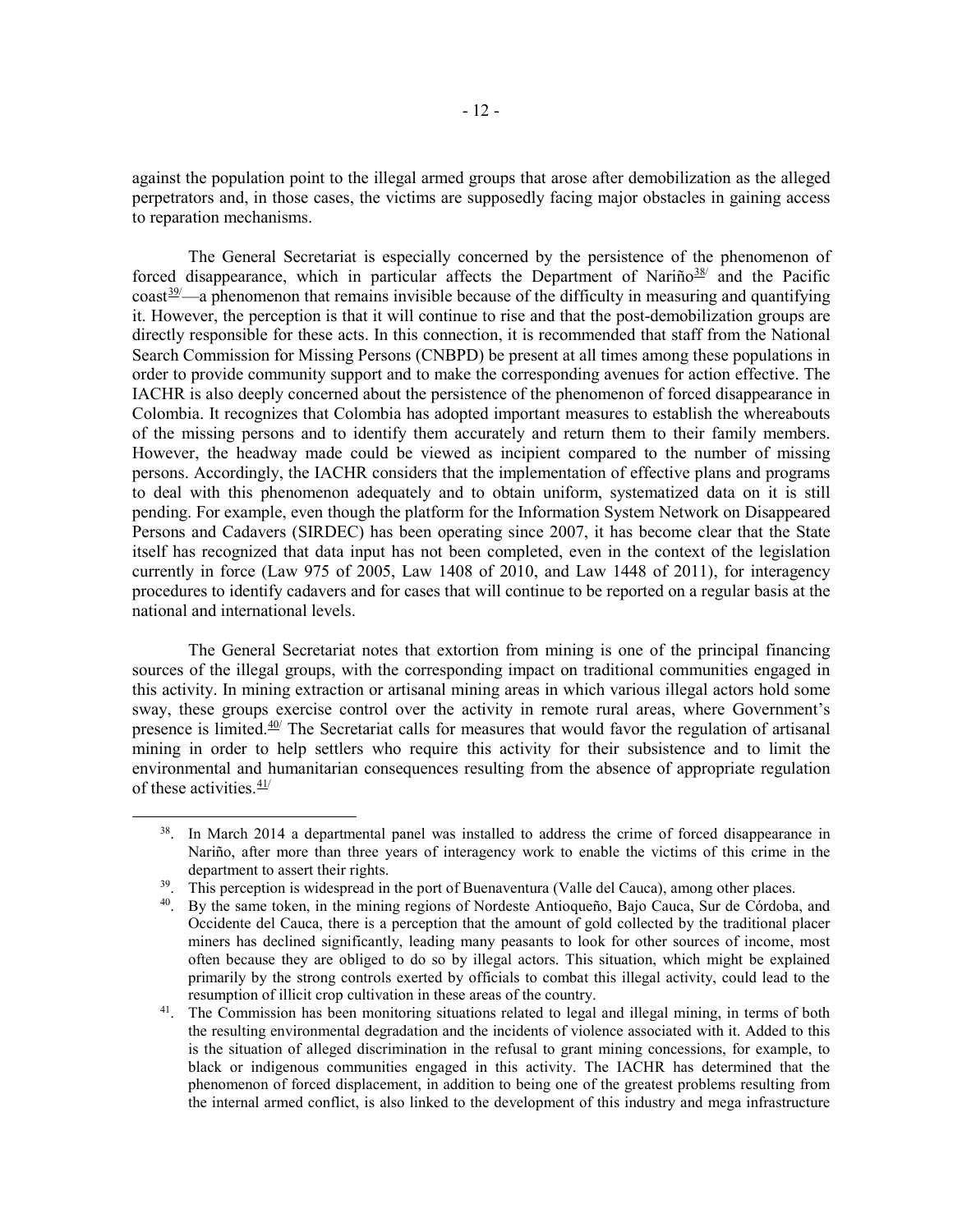against the population point to the illegal armed groups that arose after demobilization as the alleged perpetrators and, in those cases, the victims are supposedly facing major obstacles in gaining access to reparation mechanisms.

The General Secretariat is especially concerned by the persistence of the phenomenon of forced disappearance, which in particular affects the Department of Nariño[38] and the Pacific coast[39]—a phenomenon that remains invisible because of the difficulty in measuring and quantifying it. However, the perception is that it will continue to rise and that the post-demobilization groups are directly responsible for these acts. In this connection, it is recommended that staff from the National Search Commission for Missing Persons (CNBPD) be present at all times among these populations in order to provide community support and to make the corresponding avenues for action effective. The IACHR is also deeply concerned about the persistence of the phenomenon of forced disappearance in Colombia. It recognizes that Colombia has adopted important measures to establish the whereabouts of the missing persons and to identify them accurately and return them to their family members. However, the headway made could be viewed as incipient compared to the number of missing persons. Accordingly, the IACHR considers that the implementation of effective plans and programs to deal with this phenomenon adequately and to obtain uniform, systematized data on it is still pending. For example, even though the platform for the Information System Network on Disappeared Persons and Cadavers (SIRDEC) has been operating since 2007, it has become clear that the State itself has recognized that data input has not been completed, even in the context of the legislation currently in force (Law 975 of 2005, Law 1408 of 2010, and Law 1448 of 2011), for interagency procedures to identify cadavers and for cases that will continue to be reported on a regular basis at the national and international levels.

The General Secretariat notes that extortion from mining is one of the principal financing sources of the illegal groups, with the corresponding impact on traditional communities engaged in this activity. In mining extraction or artisanal mining areas in which various illegal actors hold some sway, these groups exercise control over the activity in remote rural areas, where Government's presence is limited.[40] The Secretariat calls for measures that would favor the regulation of artisanal mining in order to help settlers who require this activity for their subsistence and to limit the environmental and humanitarian consequences resulting from the absence of appropriate regulation of these activities.[41]

---

[38]. In March 2014 a departmental panel was installed to address the crime of forced disappearance in Nariño, after more than three years of interagency work to enable the victims of this crime in the department to assert their rights.

[39]. This perception is widespread in the port of Buenaventura (Valle del Cauca), among other places.

[40]. By the same token, in the mining regions of Nordeste Antioqueño, Bajo Cauca, Sur de Córdoba, and Occidente del Cauca, there is a perception that the amount of gold collected by the traditional placer miners has declined significantly, leading many peasants to look for other sources of income, most often because they are obliged to do so by illegal actors. This situation, which might be explained primarily by the strong controls exerted by officials to combat this illegal activity, could lead to the resumption of illicit crop cultivation in these areas of the country.

[41]. The Commission has been monitoring situations related to legal and illegal mining, in terms of both the resulting environmental degradation and the incidents of violence associated with it. Added to this is the situation of alleged discrimination in the refusal to grant mining concessions, for example, to black or indigenous communities engaged in this activity. The IACHR has determined that the phenomenon of forced displacement, in addition to being one of the greatest problems resulting from the internal armed conflict, is also linked to the development of this industry and mega infrastructure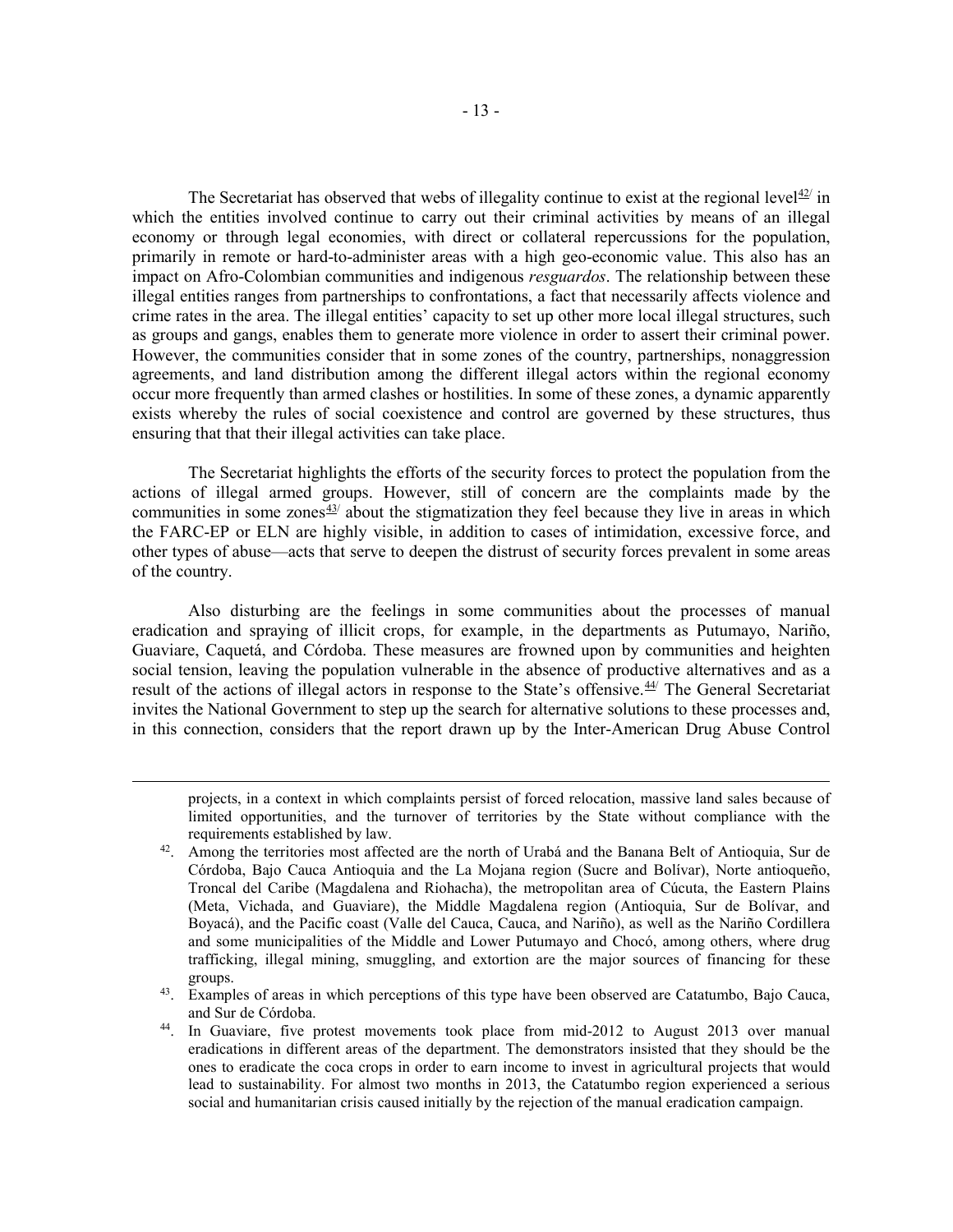The Secretariat has observed that webs of illegality continue to exist at the regional level[42] in which the entities involved continue to carry out their criminal activities by means of an illegal economy or through legal economies, with direct or collateral repercussions for the population, primarily in remote or hard-to-administer areas with a high geo-economic value. This also has an impact on Afro-Colombian communities and indigenous *resguardos*. The relationship between these illegal entities ranges from partnerships to confrontations, a fact that necessarily affects violence and crime rates in the area. The illegal entities' capacity to set up other more local illegal structures, such as groups and gangs, enables them to generate more violence in order to assert their criminal power. However, the communities consider that in some zones of the country, partnerships, nonaggression agreements, and land distribution among the different illegal actors within the regional economy occur more frequently than armed clashes or hostilities. In some of these zones, a dynamic apparently exists whereby the rules of social coexistence and control are governed by these structures, thus ensuring that that their illegal activities can take place.

The Secretariat highlights the efforts of the security forces to protect the population from the actions of illegal armed groups. However, still of concern are the complaints made by the communities in some zones[43] about the stigmatization they feel because they live in areas in which the FARC-EP or ELN are highly visible, in addition to cases of intimidation, excessive force, and other types of abuse—acts that serve to deepen the distrust of security forces prevalent in some areas of the country.

Also disturbing are the feelings in some communities about the processes of manual eradication and spraying of illicit crops, for example, in the departments as Putumayo, Nariño, Guaviare, Caquetá, and Córdoba. These measures are frowned upon by communities and heighten social tension, leaving the population vulnerable in the absence of productive alternatives and as a result of the actions of illegal actors in response to the State's offensive.[44] The General Secretariat invites the National Government to step up the search for alternative solutions to these processes and, in this connection, considers that the report drawn up by the Inter-American Drug Abuse Control

---

projects, in a context in which complaints persist of forced relocation, massive land sales because of limited opportunities, and the turnover of territories by the State without compliance with the requirements established by law.

42. Among the territories most affected are the north of Urabá and the Banana Belt of Antioquia, Sur de Córdoba, Bajo Cauca Antioquia and the La Mojana region (Sucre and Bolívar), Norte antioqueño, Troncal del Caribe (Magdalena and Riohacha), the metropolitan area of Cúcuta, the Eastern Plains (Meta, Vichada, and Guaviare), the Middle Magdalena region (Antioquia, Sur de Bolívar, and Boyacá), and the Pacific coast (Valle del Cauca, Cauca, and Nariño), as well as the Nariño Cordillera and some municipalities of the Middle and Lower Putumayo and Chocó, among others, where drug trafficking, illegal mining, smuggling, and extortion are the major sources of financing for these groups.

43. Examples of areas in which perceptions of this type have been observed are Catatumbo, Bajo Cauca, and Sur de Córdoba.

44. In Guaviare, five protest movements took place from mid-2012 to August 2013 over manual eradications in different areas of the department. The demonstrators insisted that they should be the ones to eradicate the coca crops in order to earn income to invest in agricultural projects that would lead to sustainability. For almost two months in 2013, the Catatumbo region experienced a serious social and humanitarian crisis caused initially by the rejection of the manual eradication campaign.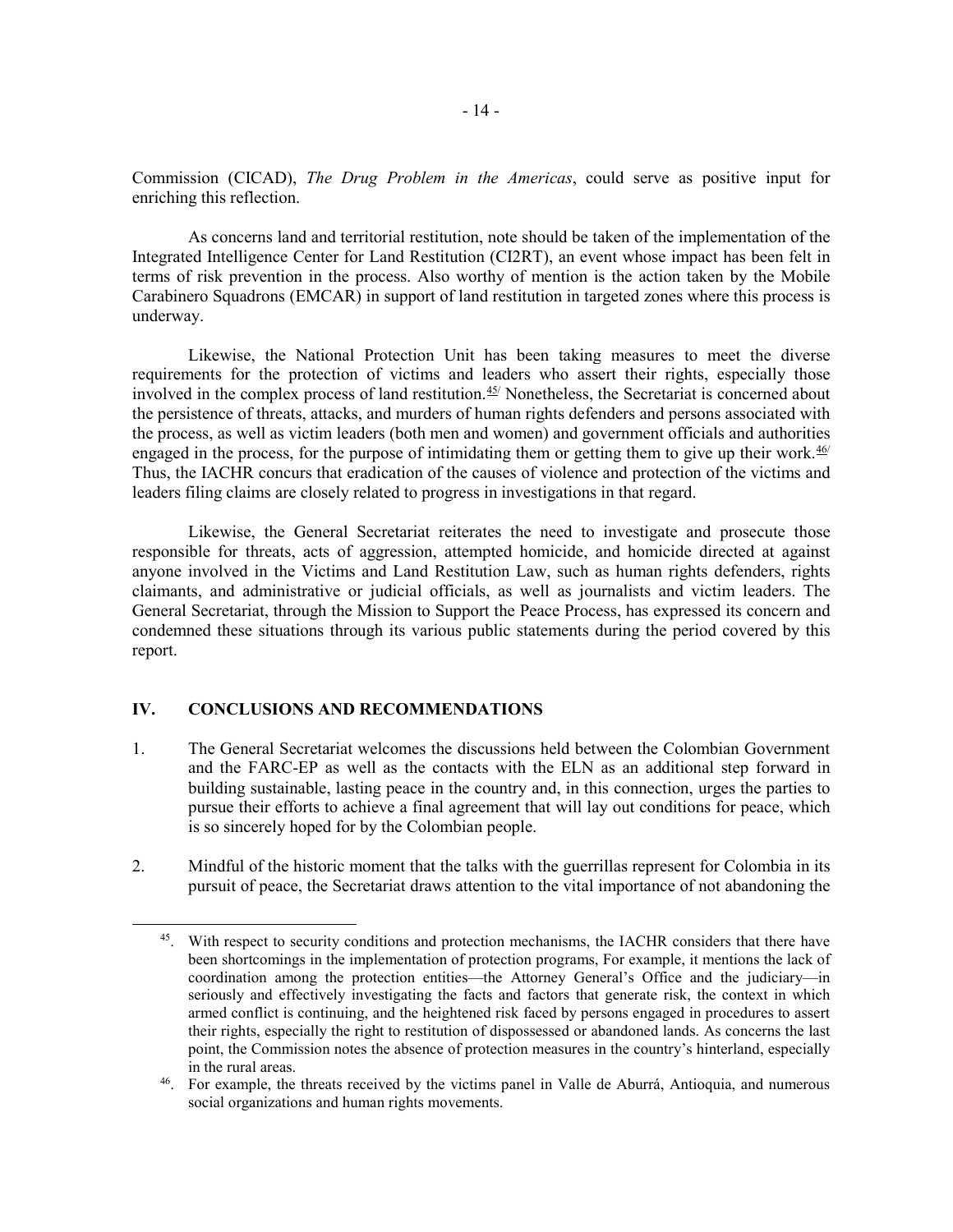Commission (CICAD), *The Drug Problem in the Americas*, could serve as positive input for enriching this reflection.

As concerns land and territorial restitution, note should be taken of the implementation of the Integrated Intelligence Center for Land Restitution (CI2RT), an event whose impact has been felt in terms of risk prevention in the process. Also worthy of mention is the action taken by the Mobile Carabinero Squadrons (EMCAR) in support of land restitution in targeted zones where this process is underway.

Likewise, the National Protection Unit has been taking measures to meet the diverse requirements for the protection of victims and leaders who assert their rights, especially those involved in the complex process of land restitution.[45] Nonetheless, the Secretariat is concerned about the persistence of threats, attacks, and murders of human rights defenders and persons associated with the process, as well as victim leaders (both men and women) and government officials and authorities engaged in the process, for the purpose of intimidating them or getting them to give up their work.[46] Thus, the IACHR concurs that eradication of the causes of violence and protection of the victims and leaders filing claims are closely related to progress in investigations in that regard.

Likewise, the General Secretariat reiterates the need to investigate and prosecute those responsible for threats, acts of aggression, attempted homicide, and homicide directed at against anyone involved in the Victims and Land Restitution Law, such as human rights defenders, rights claimants, and administrative or judicial officials, as well as journalists and victim leaders. The General Secretariat, through the Mission to Support the Peace Process, has expressed its concern and condemned these situations through its various public statements during the period covered by this report.

## IV. CONCLUSIONS AND RECOMMENDATIONS

1. The General Secretariat welcomes the discussions held between the Colombian Government and the FARC-EP as well as the contacts with the ELN as an additional step forward in building sustainable, lasting peace in the country and, in this connection, urges the parties to pursue their efforts to achieve a final agreement that will lay out conditions for peace, which is so sincerely hoped for by the Colombian people.

2. Mindful of the historic moment that the talks with the guerrillas represent for Colombia in its pursuit of peace, the Secretariat draws attention to the vital importance of not abandoning the

---

45. With respect to security conditions and protection mechanisms, the IACHR considers that there have been shortcomings in the implementation of protection programs, For example, it mentions the lack of coordination among the protection entities—the Attorney General's Office and the judiciary—in seriously and effectively investigating the facts and factors that generate risk, the context in which armed conflict is continuing, and the heightened risk faced by persons engaged in procedures to assert their rights, especially the right to restitution of dispossessed or abandoned lands. As concerns the last point, the Commission notes the absence of protection measures in the country's hinterland, especially in the rural areas.

46. For example, the threats received by the victims panel in Valle de Aburrá, Antioquia, and numerous social organizations and human rights movements.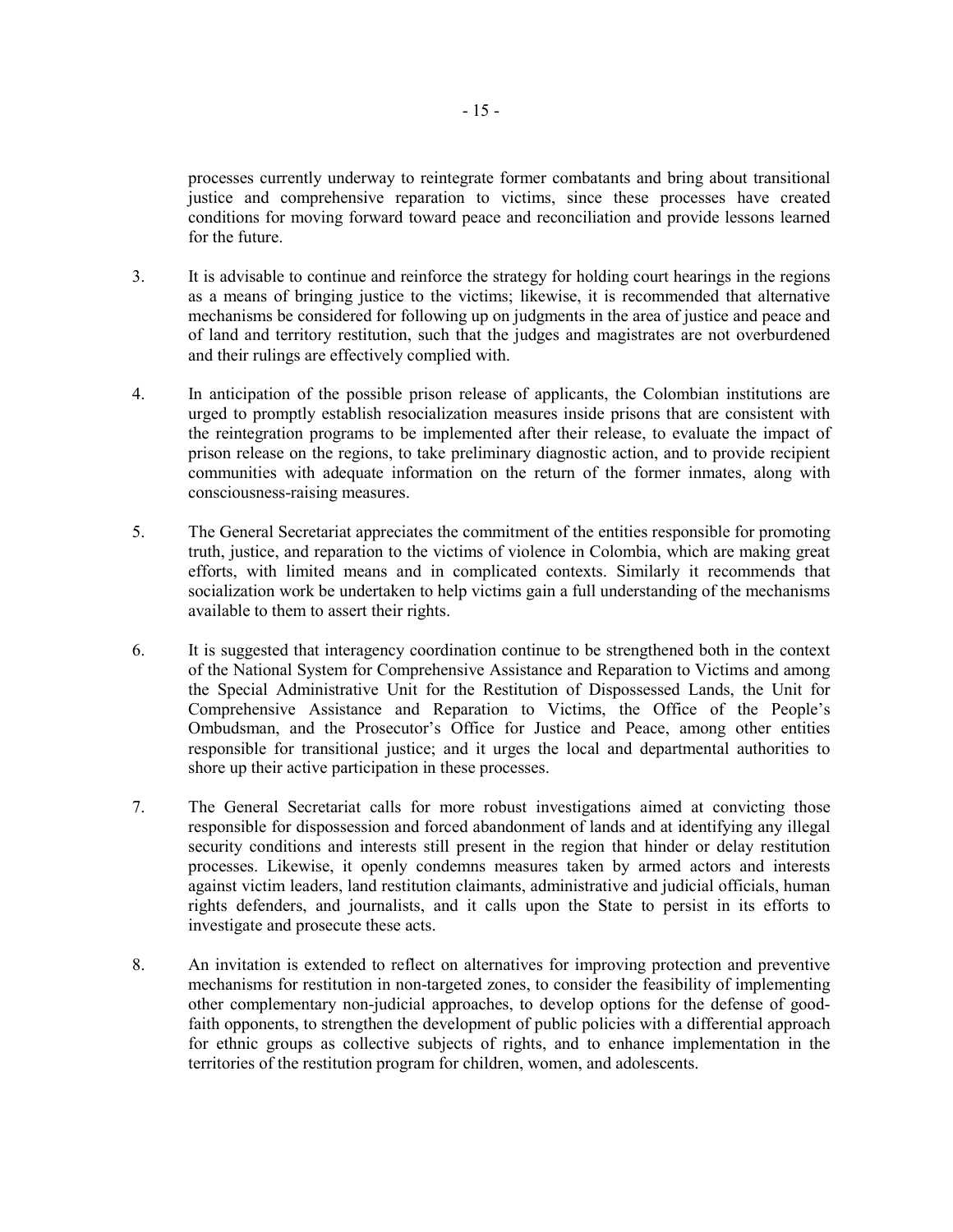processes currently underway to reintegrate former combatants and bring about transitional justice and comprehensive reparation to victims, since these processes have created conditions for moving forward toward peace and reconciliation and provide lessons learned for the future.

3. It is advisable to continue and reinforce the strategy for holding court hearings in the regions as a means of bringing justice to the victims; likewise, it is recommended that alternative mechanisms be considered for following up on judgments in the area of justice and peace and of land and territory restitution, such that the judges and magistrates are not overburdened and their rulings are effectively complied with.

4. In anticipation of the possible prison release of applicants, the Colombian institutions are urged to promptly establish resocialization measures inside prisons that are consistent with the reintegration programs to be implemented after their release, to evaluate the impact of prison release on the regions, to take preliminary diagnostic action, and to provide recipient communities with adequate information on the return of the former inmates, along with consciousness-raising measures.

5. The General Secretariat appreciates the commitment of the entities responsible for promoting truth, justice, and reparation to the victims of violence in Colombia, which are making great efforts, with limited means and in complicated contexts. Similarly it recommends that socialization work be undertaken to help victims gain a full understanding of the mechanisms available to them to assert their rights.

6. It is suggested that interagency coordination continue to be strengthened both in the context of the National System for Comprehensive Assistance and Reparation to Victims and among the Special Administrative Unit for the Restitution of Dispossessed Lands, the Unit for Comprehensive Assistance and Reparation to Victims, the Office of the People's Ombudsman, and the Prosecutor's Office for Justice and Peace, among other entities responsible for transitional justice; and it urges the local and departmental authorities to shore up their active participation in these processes.

7. The General Secretariat calls for more robust investigations aimed at convicting those responsible for dispossession and forced abandonment of lands and at identifying any illegal security conditions and interests still present in the region that hinder or delay restitution processes. Likewise, it openly condemns measures taken by armed actors and interests against victim leaders, land restitution claimants, administrative and judicial officials, human rights defenders, and journalists, and it calls upon the State to persist in its efforts to investigate and prosecute these acts.

8. An invitation is extended to reflect on alternatives for improving protection and preventive mechanisms for restitution in non-targeted zones, to consider the feasibility of implementing other complementary non-judicial approaches, to develop options for the defense of good-faith opponents, to strengthen the development of public policies with a differential approach for ethnic groups as collective subjects of rights, and to enhance implementation in the territories of the restitution program for children, women, and adolescents.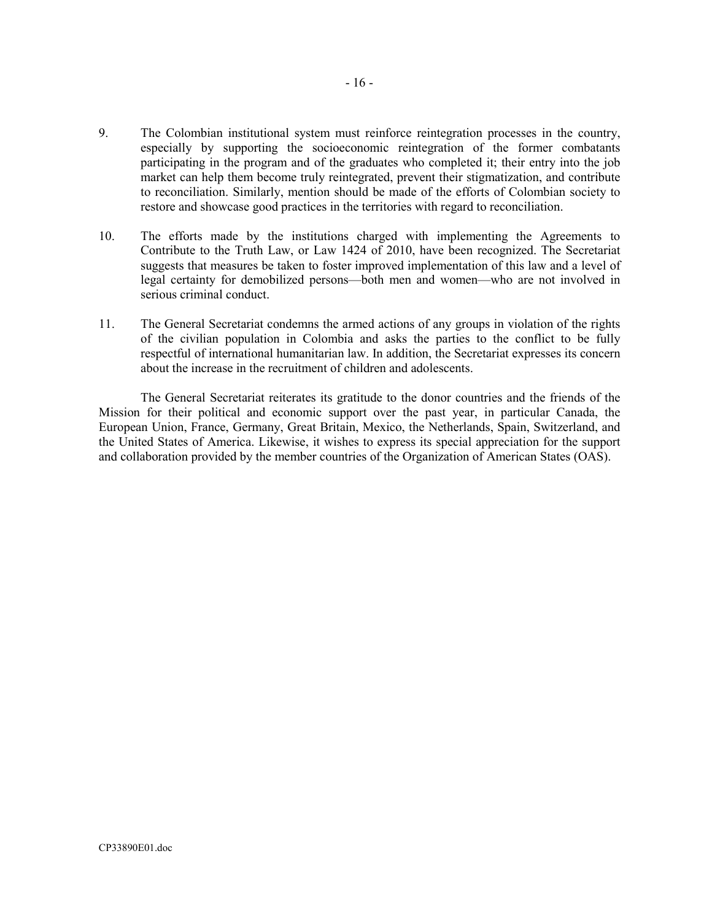9. The Colombian institutional system must reinforce reintegration processes in the country, especially by supporting the socioeconomic reintegration of the former combatants participating in the program and of the graduates who completed it; their entry into the job market can help them become truly reintegrated, prevent their stigmatization, and contribute to reconciliation. Similarly, mention should be made of the efforts of Colombian society to restore and showcase good practices in the territories with regard to reconciliation.

10. The efforts made by the institutions charged with implementing the Agreements to Contribute to the Truth Law, or Law 1424 of 2010, have been recognized. The Secretariat suggests that measures be taken to foster improved implementation of this law and a level of legal certainty for demobilized persons—both men and women—who are not involved in serious criminal conduct.

11. The General Secretariat condemns the armed actions of any groups in violation of the rights of the civilian population in Colombia and asks the parties to the conflict to be fully respectful of international humanitarian law. In addition, the Secretariat expresses its concern about the increase in the recruitment of children and adolescents.

The General Secretariat reiterates its gratitude to the donor countries and the friends of the Mission for their political and economic support over the past year, in particular Canada, the European Union, France, Germany, Great Britain, Mexico, the Netherlands, Spain, Switzerland, and the United States of America. Likewise, it wishes to express its special appreciation for the support and collaboration provided by the member countries of the Organization of American States (OAS).